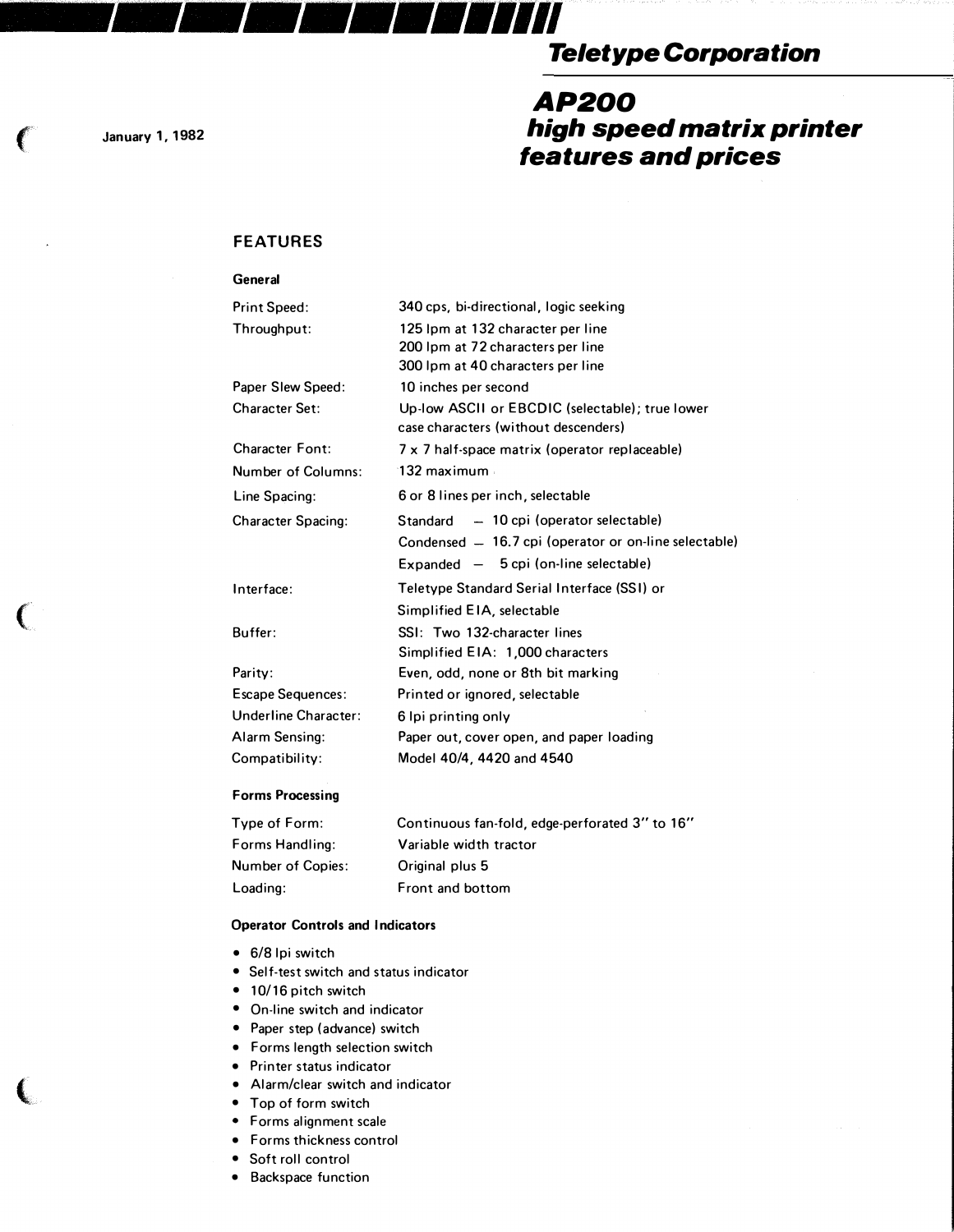**Teletype Corporation**

January 1, 1982

# AP200 high speed matrix printer features and prices

## FEATURES

### General

| | |
|---|---|
| Print Speed: | 340 cps, bi-directional, logic seeking |
| Throughput: | 125 lpm at 132 character per line<br>200 lpm at 72 characters per line<br>300 lpm at 40 characters per line |
| Paper Slew Speed: | 10 inches per second |
| Character Set: | Up-low ASCII or EBCDIC (selectable); true lower case characters (without descenders) |
| Character Font: | 7 x 7 half-space matrix (operator replaceable) |
| Number of Columns: | 132 maximum |
| Line Spacing: | 6 or 8 lines per inch, selectable |
| Character Spacing: | Standard — 10 cpi (operator selectable)<br>Condensed — 16.7 cpi (operator or on-line selectable)<br>Expanded — 5 cpi (on-line selectable) |
| Interface: | Teletype Standard Serial Interface (SSI) or Simplified EIA, selectable |
| Buffer: | SSI: Two 132-character lines<br>Simplified EIA: 1,000 characters |
| Parity: | Even, odd, none or 8th bit marking |
| Escape Sequences: | Printed or ignored, selectable |
| Underline Character: | 6 lpi printing only |
| Alarm Sensing: | Paper out, cover open, and paper loading |
| Compatibility: | Model 40/4, 4420 and 4540 |

### Forms Processing

| | |
|---|---|
| Type of Form: | Continuous fan-fold, edge-perforated 3" to 16" |
| Forms Handling: | Variable width tractor |
| Number of Copies: | Original plus 5 |
| Loading: | Front and bottom |

### Operator Controls and Indicators

- 6/8 lpi switch
- Self-test switch and status indicator
- 10/16 pitch switch
- On-line switch and indicator
- Paper step (advance) switch
- Forms length selection switch
- Printer status indicator
- Alarm/clear switch and indicator
- Top of form switch
- Forms alignment scale
- Forms thickness control
- Soft roll control
- Backspace function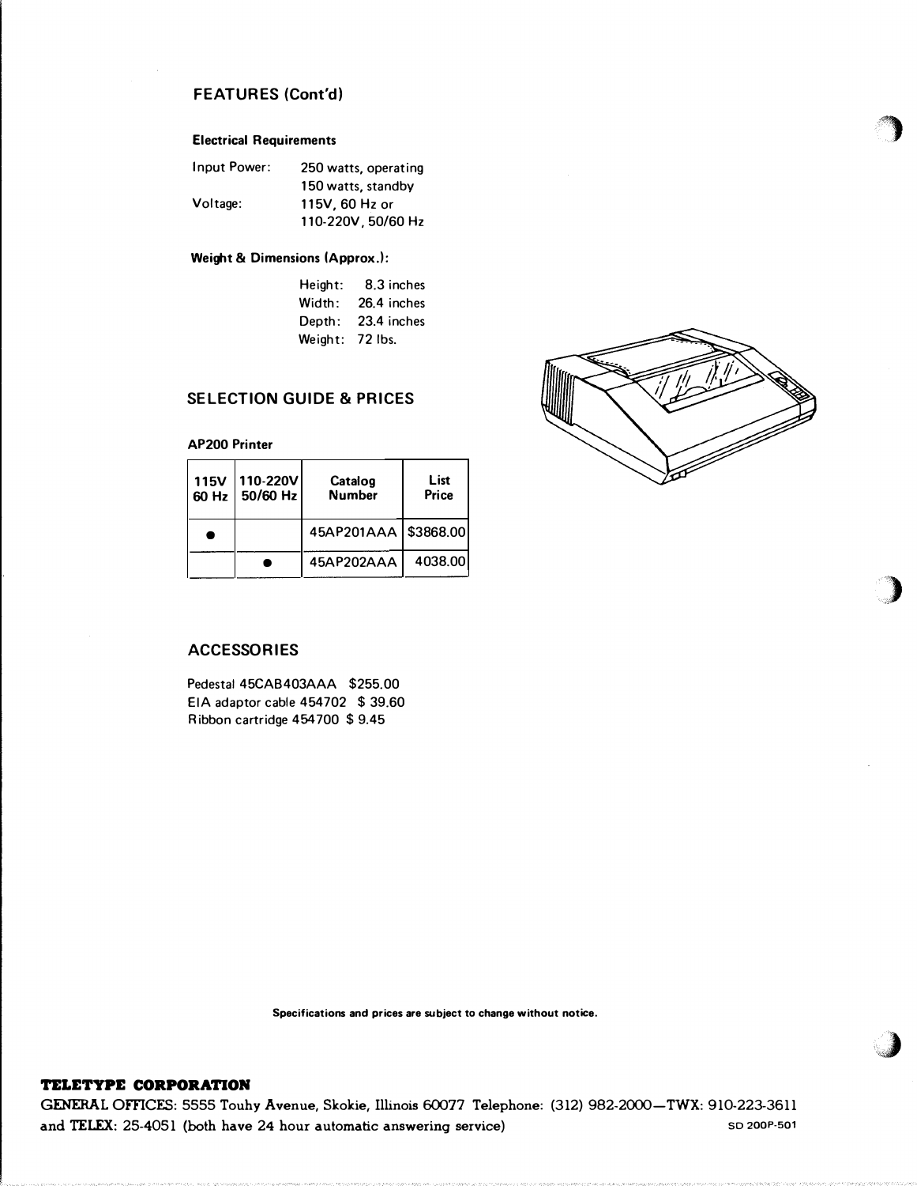## FEATURES (Cont'd)

**Electrical Requirements**

| | |
|---|---|
| Input Power: | 250 watts, operating<br>150 watts, standby |
| Voltage: | 115V, 60 Hz or<br>110-220V, 50/60 Hz |

**Weight & Dimensions (Approx.):**

| | |
|---|---|
| Height: | 8.3 inches |
| Width: | 26.4 inches |
| Depth: | 23.4 inches |
| Weight: | 72 lbs. |

## SELECTION GUIDE & PRICES

**AP200 Printer**

| 115V 60 Hz | 110-220V 50/60 Hz | Catalog Number | List Price |
|---|---|---|---|
| ● | | 45AP201AAA | $3868.00 |
| | ● | 45AP202AAA | 4038.00 |

## ACCESSORIES

Pedestal 45CAB403AAA $255.00
EIA adaptor cable 454702 $ 39.60
Ribbon cartridge 454700 $ 9.45

**Specifications and prices are subject to change without notice.**

**TELETYPE CORPORATION**
GENERAL OFFICES: 5555 Touhy Avenue, Skokie, Illinois 60077 Telephone: (312) 982-2000—TWX: 910-223-3611 and TELEX: 25-4051 (both have 24 hour automatic answering service)

SD 200P-501